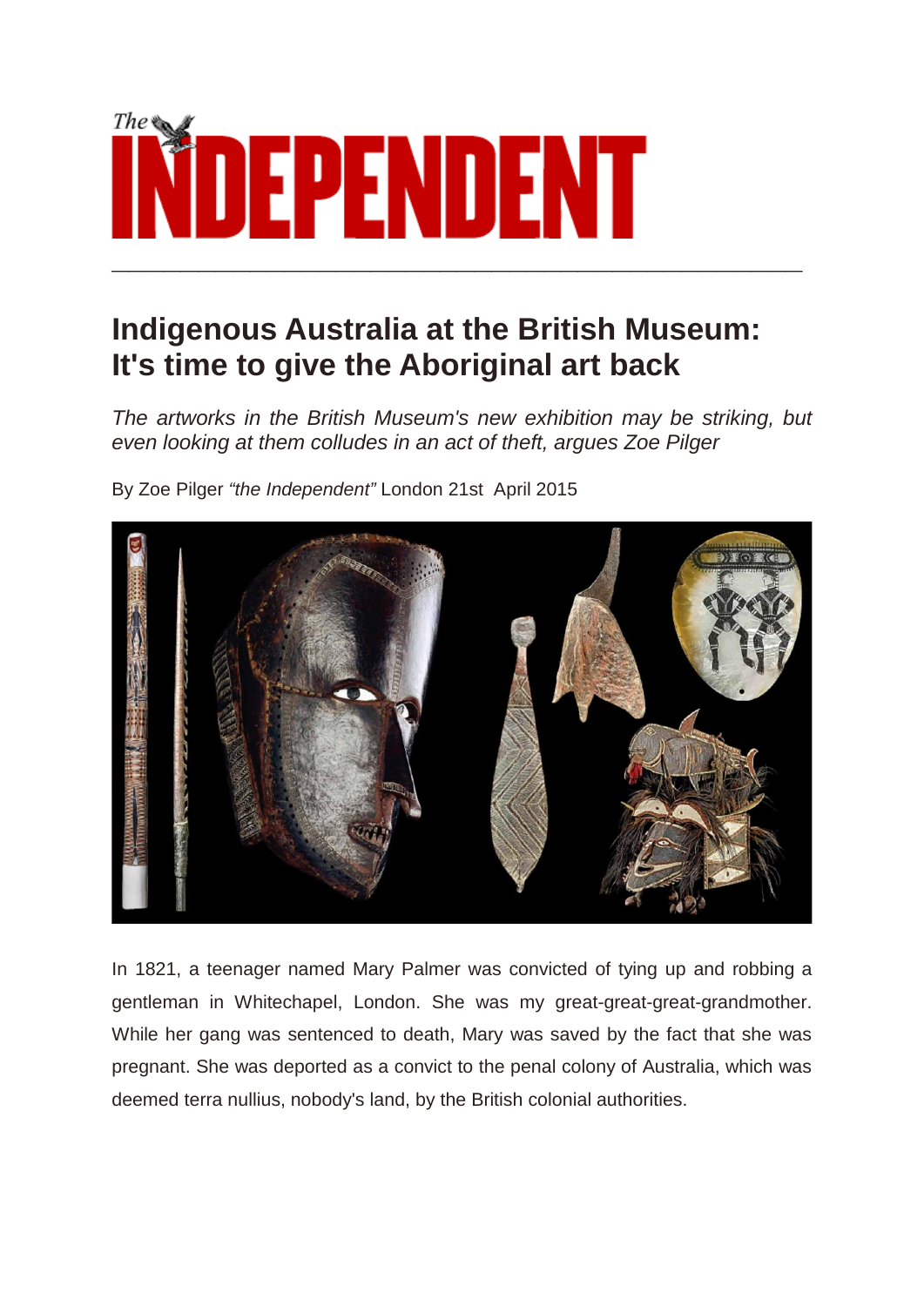# Indigenous Australia at the British Museum: It's time to give the Aboriginal art back

*The artworks in the British Museum's new exhibition may be striking, but even looking at them colludes in an act of theft, argues Zoe Pilger*

By Zoe Pilger *"the Independent"* London 21st April 2015

In 1821, a teenager named Mary Palmer was convicted of tying up and robbing a gentleman in Whitechapel, London. She was my great-great-great-grandmother. While her gang was sentenced to death, Mary was saved by the fact that she was pregnant. She was deported as a convict to the penal colony of Australia, which was deemed terra nullius, nobody's land, by the British colonial authorities.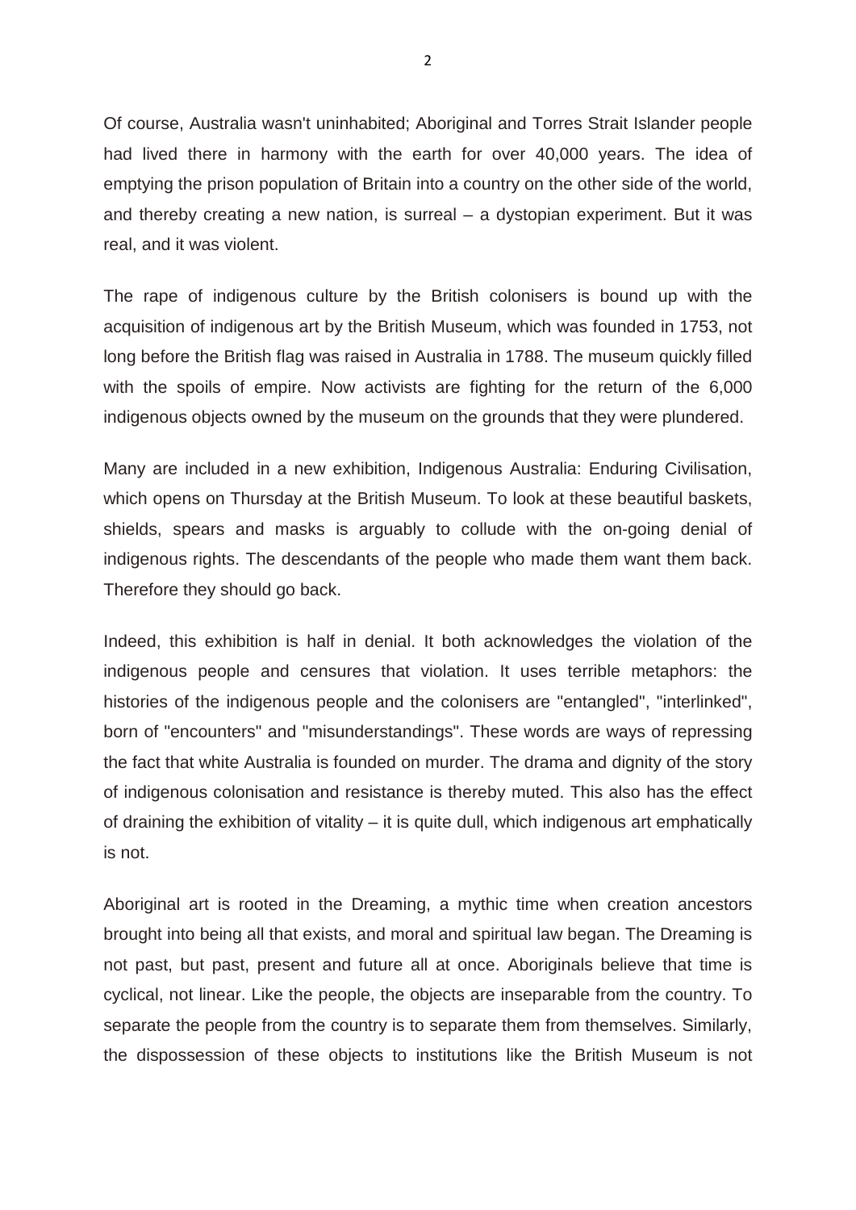Of course, Australia wasn't uninhabited; Aboriginal and Torres Strait Islander people had lived there in harmony with the earth for over 40,000 years. The idea of emptying the prison population of Britain into a country on the other side of the world, and thereby creating a new nation, is surreal – a dystopian experiment. But it was real, and it was violent.

The rape of indigenous culture by the British colonisers is bound up with the acquisition of indigenous art by the British Museum, which was founded in 1753, not long before the British flag was raised in Australia in 1788. The museum quickly filled with the spoils of empire. Now activists are fighting for the return of the 6,000 indigenous objects owned by the museum on the grounds that they were plundered.

Many are included in a new exhibition, Indigenous Australia: Enduring Civilisation, which opens on Thursday at the British Museum. To look at these beautiful baskets, shields, spears and masks is arguably to collude with the on-going denial of indigenous rights. The descendants of the people who made them want them back. Therefore they should go back.

Indeed, this exhibition is half in denial. It both acknowledges the violation of the indigenous people and censures that violation. It uses terrible metaphors: the histories of the indigenous people and the colonisers are "entangled", "interlinked", born of "encounters" and "misunderstandings". These words are ways of repressing the fact that white Australia is founded on murder. The drama and dignity of the story of indigenous colonisation and resistance is thereby muted. This also has the effect of draining the exhibition of vitality – it is quite dull, which indigenous art emphatically is not.

Aboriginal art is rooted in the Dreaming, a mythic time when creation ancestors brought into being all that exists, and moral and spiritual law began. The Dreaming is not past, but past, present and future all at once. Aboriginals believe that time is cyclical, not linear. Like the people, the objects are inseparable from the country. To separate the people from the country is to separate them from themselves. Similarly, the dispossession of these objects to institutions like the British Museum is not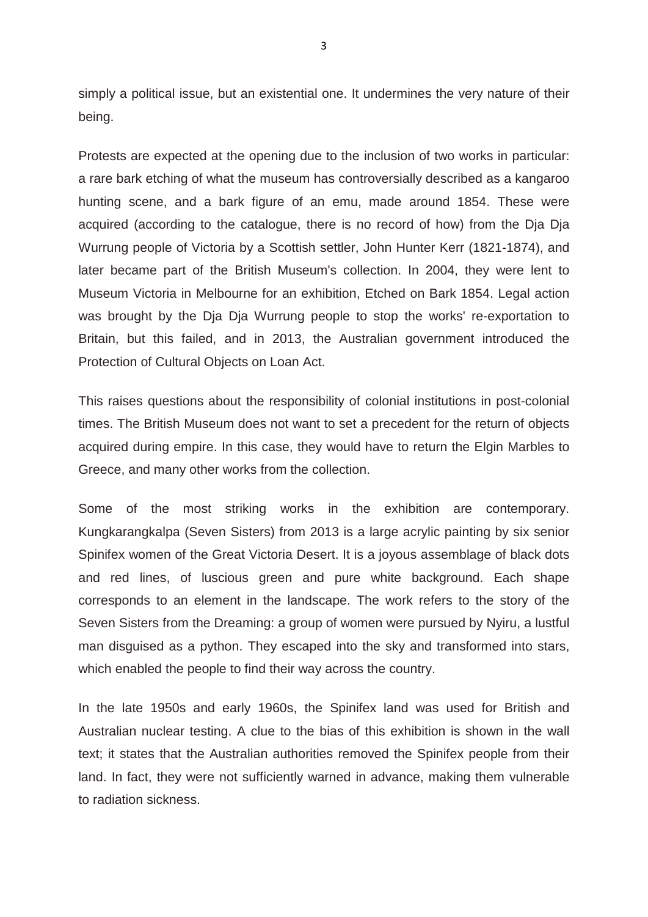simply a political issue, but an existential one. It undermines the very nature of their being.

Protests are expected at the opening due to the inclusion of two works in particular: a rare bark etching of what the museum has controversially described as a kangaroo hunting scene, and a bark figure of an emu, made around 1854. These were acquired (according to the catalogue, there is no record of how) from the Dja Dja Wurrung people of Victoria by a Scottish settler, John Hunter Kerr (1821-1874), and later became part of the British Museum's collection. In 2004, they were lent to Museum Victoria in Melbourne for an exhibition, Etched on Bark 1854. Legal action was brought by the Dja Dja Wurrung people to stop the works' re-exportation to Britain, but this failed, and in 2013, the Australian government introduced the Protection of Cultural Objects on Loan Act.

This raises questions about the responsibility of colonial institutions in post-colonial times. The British Museum does not want to set a precedent for the return of objects acquired during empire. In this case, they would have to return the Elgin Marbles to Greece, and many other works from the collection.

Some of the most striking works in the exhibition are contemporary. Kungkarangkalpa (Seven Sisters) from 2013 is a large acrylic painting by six senior Spinifex women of the Great Victoria Desert. It is a joyous assemblage of black dots and red lines, of luscious green and pure white background. Each shape corresponds to an element in the landscape. The work refers to the story of the Seven Sisters from the Dreaming: a group of women were pursued by Nyiru, a lustful man disguised as a python. They escaped into the sky and transformed into stars, which enabled the people to find their way across the country.

In the late 1950s and early 1960s, the Spinifex land was used for British and Australian nuclear testing. A clue to the bias of this exhibition is shown in the wall text; it states that the Australian authorities removed the Spinifex people from their land. In fact, they were not sufficiently warned in advance, making them vulnerable to radiation sickness.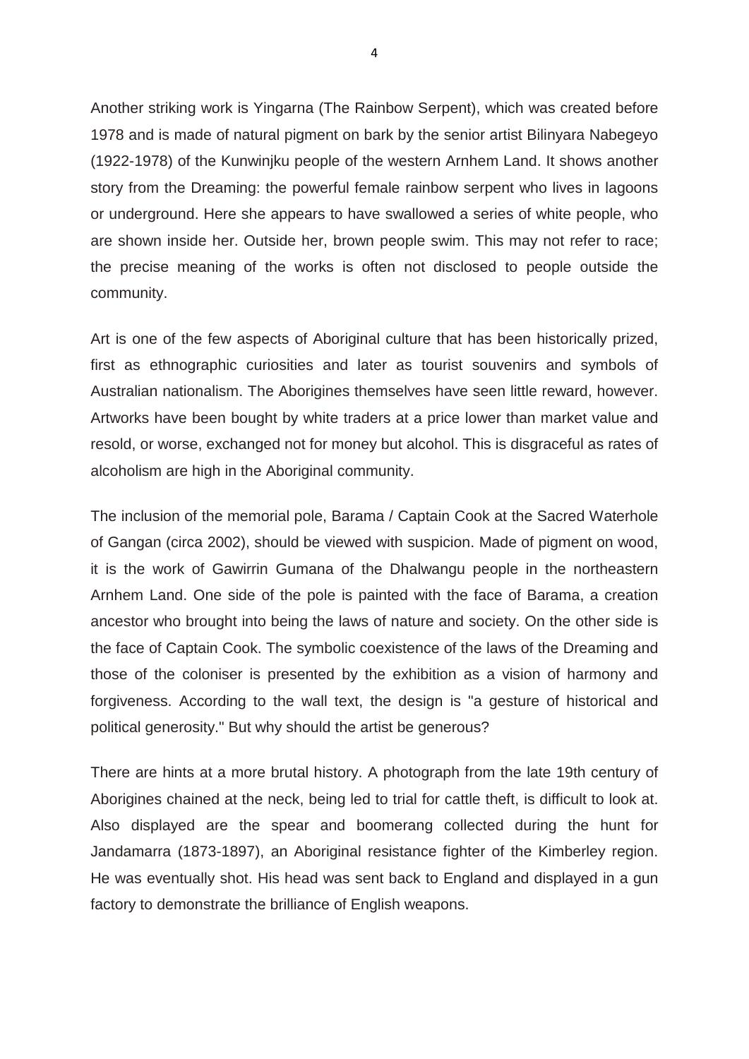Another striking work is Yingarna (The Rainbow Serpent), which was created before 1978 and is made of natural pigment on bark by the senior artist Bilinyara Nabegeyo (1922-1978) of the Kunwinjku people of the western Arnhem Land. It shows another story from the Dreaming: the powerful female rainbow serpent who lives in lagoons or underground. Here she appears to have swallowed a series of white people, who are shown inside her. Outside her, brown people swim. This may not refer to race; the precise meaning of the works is often not disclosed to people outside the community.

Art is one of the few aspects of Aboriginal culture that has been historically prized, first as ethnographic curiosities and later as tourist souvenirs and symbols of Australian nationalism. The Aborigines themselves have seen little reward, however. Artworks have been bought by white traders at a price lower than market value and resold, or worse, exchanged not for money but alcohol. This is disgraceful as rates of alcoholism are high in the Aboriginal community.

The inclusion of the memorial pole, Barama / Captain Cook at the Sacred Waterhole of Gangan (circa 2002), should be viewed with suspicion. Made of pigment on wood, it is the work of Gawirrin Gumana of the Dhalwangu people in the northeastern Arnhem Land. One side of the pole is painted with the face of Barama, a creation ancestor who brought into being the laws of nature and society. On the other side is the face of Captain Cook. The symbolic coexistence of the laws of the Dreaming and those of the coloniser is presented by the exhibition as a vision of harmony and forgiveness. According to the wall text, the design is "a gesture of historical and political generosity." But why should the artist be generous?

There are hints at a more brutal history. A photograph from the late 19th century of Aborigines chained at the neck, being led to trial for cattle theft, is difficult to look at. Also displayed are the spear and boomerang collected during the hunt for Jandamarra (1873-1897), an Aboriginal resistance fighter of the Kimberley region. He was eventually shot. His head was sent back to England and displayed in a gun factory to demonstrate the brilliance of English weapons.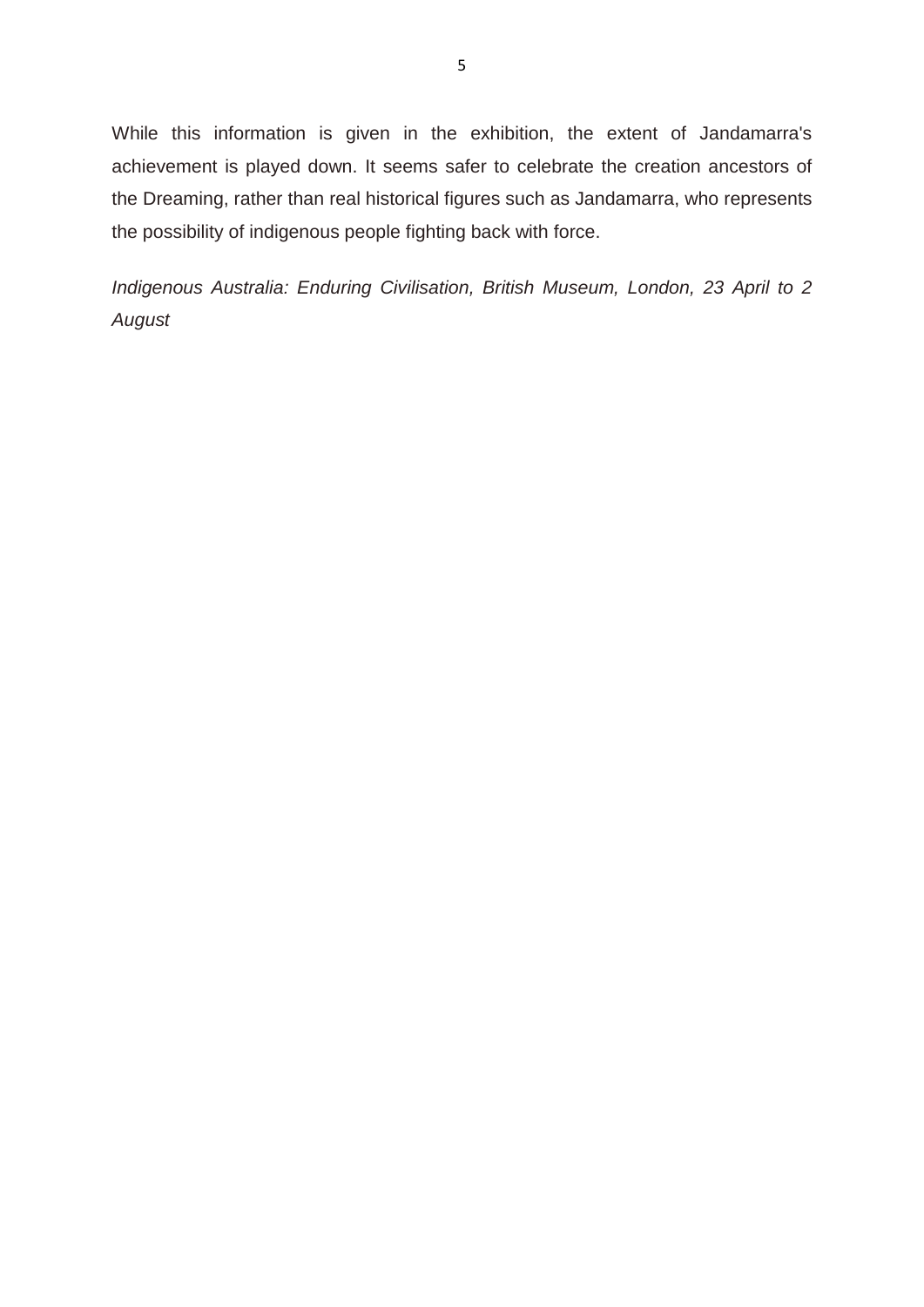While this information is given in the exhibition, the extent of Jandamarra's achievement is played down. It seems safer to celebrate the creation ancestors of the Dreaming, rather than real historical figures such as Jandamarra, who represents the possibility of indigenous people fighting back with force.

*Indigenous Australia: Enduring Civilisation, British Museum, London, 23 April to 2 August*